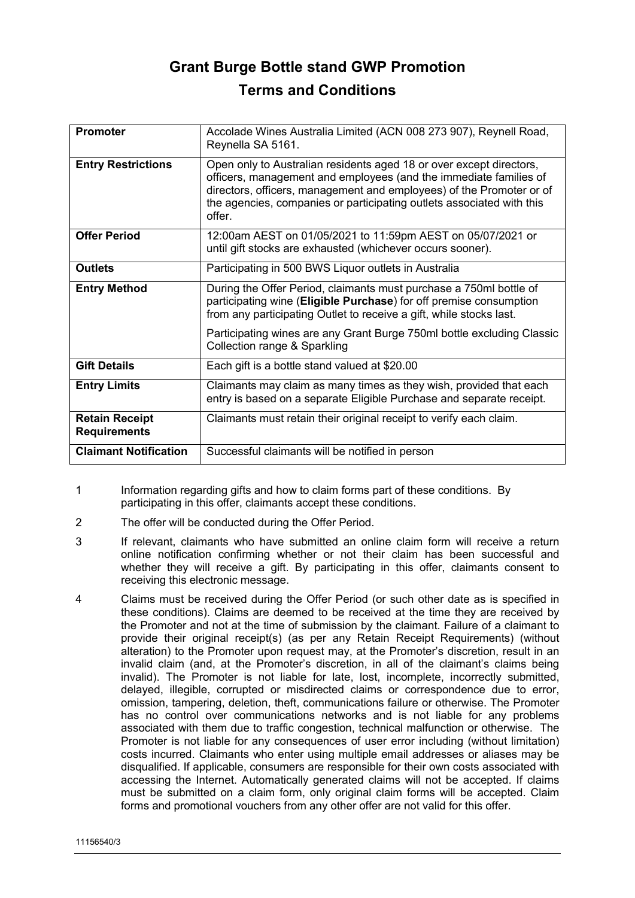# Grant Burge Bottle stand GWP Promotion
# Terms and Conditions

| | |
|---|---|
| **Promoter** | Accolade Wines Australia Limited (ACN 008 273 907), Reynell Road, Reynella SA 5161. |
| **Entry Restrictions** | Open only to Australian residents aged 18 or over except directors, officers, management and employees (and the immediate families of directors, officers, management and employees) of the Promoter or of the agencies, companies or participating outlets associated with this offer. |
| **Offer Period** | 12:00am AEST on 01/05/2021 to 11:59pm AEST on 05/07/2021 or until gift stocks are exhausted (whichever occurs sooner). |
| **Outlets** | Participating in 500 BWS Liquor outlets in Australia |
| **Entry Method** | During the Offer Period, claimants must purchase a 750ml bottle of participating wine (**Eligible Purchase**) for off premise consumption from any participating Outlet to receive a gift, while stocks last. <br><br> Participating wines are any Grant Burge 750ml bottle excluding Classic Collection range & Sparkling |
| **Gift Details** | Each gift is a bottle stand valued at $20.00 |
| **Entry Limits** | Claimants may claim as many times as they wish, provided that each entry is based on a separate Eligible Purchase and separate receipt. |
| **Retain Receipt Requirements** | Claimants must retain their original receipt to verify each claim. |
| **Claimant Notification** | Successful claimants will be notified in person |

1. Information regarding gifts and how to claim forms part of these conditions. By participating in this offer, claimants accept these conditions.

2. The offer will be conducted during the Offer Period.

3. If relevant, claimants who have submitted an online claim form will receive a return online notification confirming whether or not their claim has been successful and whether they will receive a gift. By participating in this offer, claimants consent to receiving this electronic message.

4. Claims must be received during the Offer Period (or such other date as is specified in these conditions). Claims are deemed to be received at the time they are received by the Promoter and not at the time of submission by the claimant. Failure of a claimant to provide their original receipt(s) (as per any Retain Receipt Requirements) (without alteration) to the Promoter upon request may, at the Promoter's discretion, result in an invalid claim (and, at the Promoter's discretion, in all of the claimant's claims being invalid). The Promoter is not liable for late, lost, incomplete, incorrectly submitted, delayed, illegible, corrupted or misdirected claims or correspondence due to error, omission, tampering, deletion, theft, communications failure or otherwise. The Promoter has no control over communications networks and is not liable for any problems associated with them due to traffic congestion, technical malfunction or otherwise. The Promoter is not liable for any consequences of user error including (without limitation) costs incurred. Claimants who enter using multiple email addresses or aliases may be disqualified. If applicable, consumers are responsible for their own costs associated with accessing the Internet. Automatically generated claims will not be accepted. If claims must be submitted on a claim form, only original claim forms will be accepted. Claim forms and promotional vouchers from any other offer are not valid for this offer.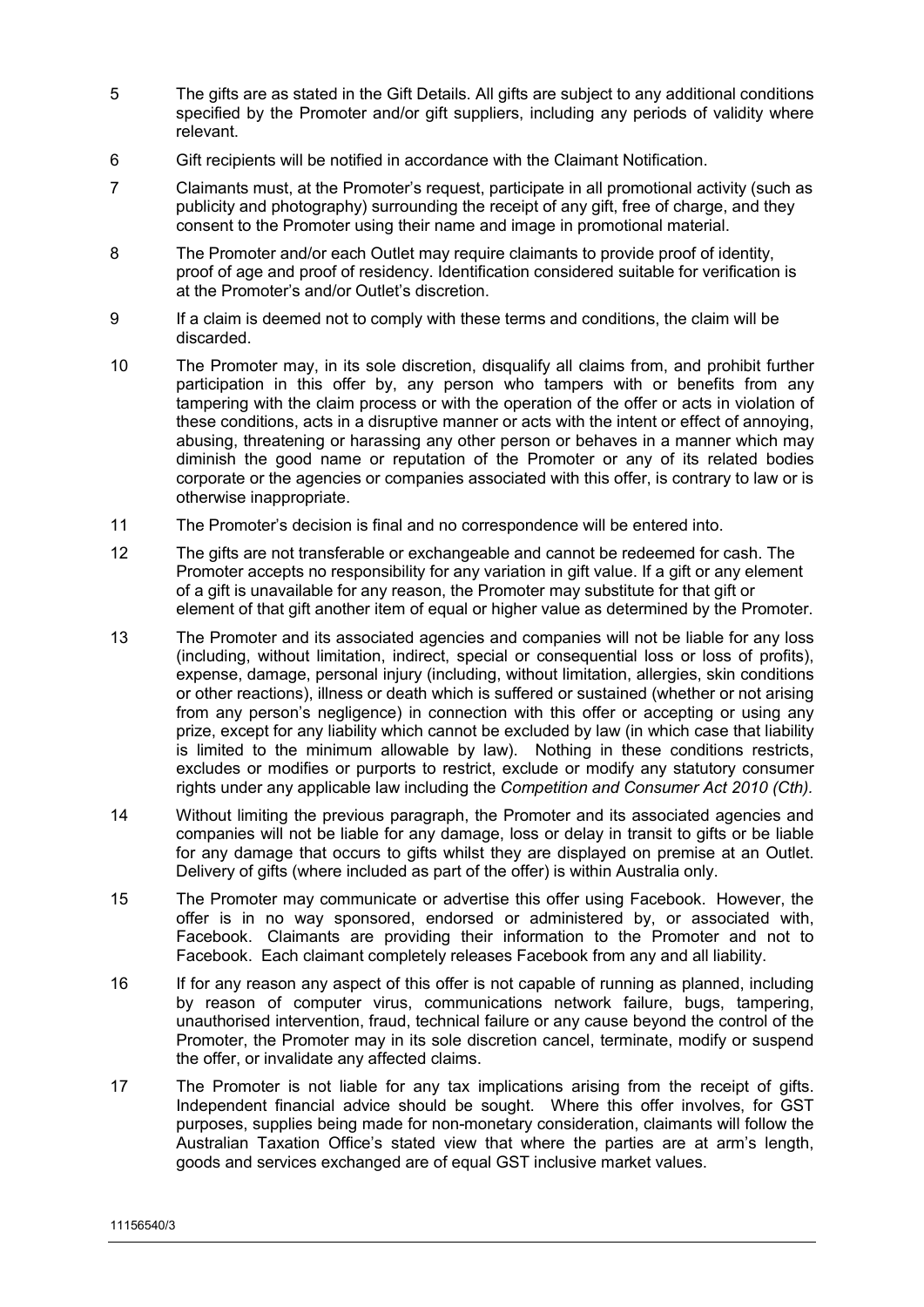5 The gifts are as stated in the Gift Details. All gifts are subject to any additional conditions specified by the Promoter and/or gift suppliers, including any periods of validity where relevant.

6 Gift recipients will be notified in accordance with the Claimant Notification.

7 Claimants must, at the Promoter's request, participate in all promotional activity (such as publicity and photography) surrounding the receipt of any gift, free of charge, and they consent to the Promoter using their name and image in promotional material.

8 The Promoter and/or each Outlet may require claimants to provide proof of identity, proof of age and proof of residency. Identification considered suitable for verification is at the Promoter's and/or Outlet's discretion.

9 If a claim is deemed not to comply with these terms and conditions, the claim will be discarded.

10 The Promoter may, in its sole discretion, disqualify all claims from, and prohibit further participation in this offer by, any person who tampers with or benefits from any tampering with the claim process or with the operation of the offer or acts in violation of these conditions, acts in a disruptive manner or acts with the intent or effect of annoying, abusing, threatening or harassing any other person or behaves in a manner which may diminish the good name or reputation of the Promoter or any of its related bodies corporate or the agencies or companies associated with this offer, is contrary to law or is otherwise inappropriate.

11 The Promoter's decision is final and no correspondence will be entered into.

12 The gifts are not transferable or exchangeable and cannot be redeemed for cash. The Promoter accepts no responsibility for any variation in gift value. If a gift or any element of a gift is unavailable for any reason, the Promoter may substitute for that gift or element of that gift another item of equal or higher value as determined by the Promoter.

13 The Promoter and its associated agencies and companies will not be liable for any loss (including, without limitation, indirect, special or consequential loss or loss of profits), expense, damage, personal injury (including, without limitation, allergies, skin conditions or other reactions), illness or death which is suffered or sustained (whether or not arising from any person's negligence) in connection with this offer or accepting or using any prize, except for any liability which cannot be excluded by law (in which case that liability is limited to the minimum allowable by law). Nothing in these conditions restricts, excludes or modifies or purports to restrict, exclude or modify any statutory consumer rights under any applicable law including the *Competition and Consumer Act 2010 (Cth).*

14 Without limiting the previous paragraph, the Promoter and its associated agencies and companies will not be liable for any damage, loss or delay in transit to gifts or be liable for any damage that occurs to gifts whilst they are displayed on premise at an Outlet. Delivery of gifts (where included as part of the offer) is within Australia only.

15 The Promoter may communicate or advertise this offer using Facebook. However, the offer is in no way sponsored, endorsed or administered by, or associated with, Facebook. Claimants are providing their information to the Promoter and not to Facebook. Each claimant completely releases Facebook from any and all liability.

16 If for any reason any aspect of this offer is not capable of running as planned, including by reason of computer virus, communications network failure, bugs, tampering, unauthorised intervention, fraud, technical failure or any cause beyond the control of the Promoter, the Promoter may in its sole discretion cancel, terminate, modify or suspend the offer, or invalidate any affected claims.

17 The Promoter is not liable for any tax implications arising from the receipt of gifts. Independent financial advice should be sought. Where this offer involves, for GST purposes, supplies being made for non-monetary consideration, claimants will follow the Australian Taxation Office's stated view that where the parties are at arm's length, goods and services exchanged are of equal GST inclusive market values.

11156540/3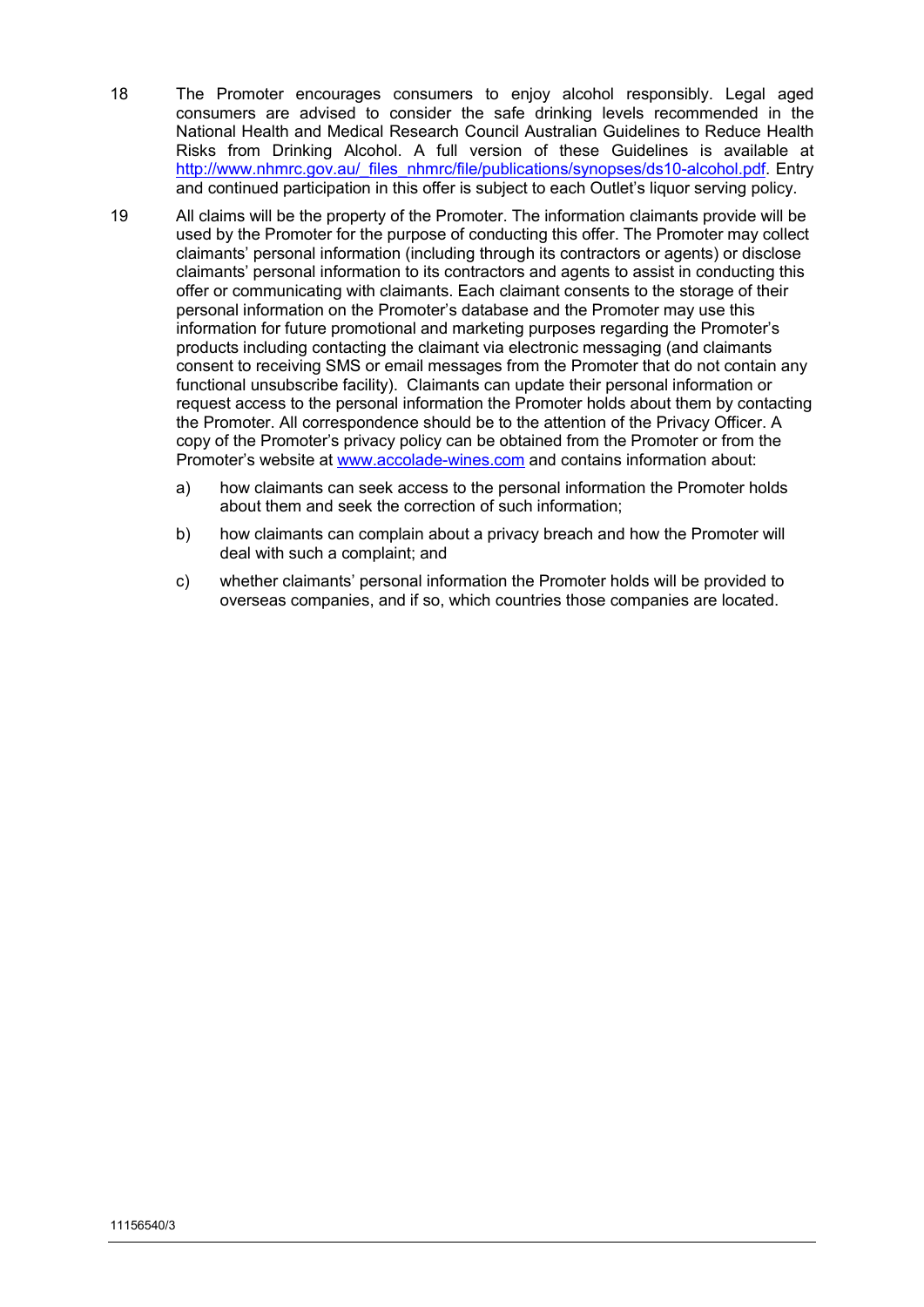18 The Promoter encourages consumers to enjoy alcohol responsibly. Legal aged consumers are advised to consider the safe drinking levels recommended in the National Health and Medical Research Council Australian Guidelines to Reduce Health Risks from Drinking Alcohol. A full version of these Guidelines is available at http://www.nhmrc.gov.au/_files_nhmrc/file/publications/synopses/ds10-alcohol.pdf. Entry and continued participation in this offer is subject to each Outlet's liquor serving policy.

19 All claims will be the property of the Promoter. The information claimants provide will be used by the Promoter for the purpose of conducting this offer. The Promoter may collect claimants' personal information (including through its contractors or agents) or disclose claimants' personal information to its contractors and agents to assist in conducting this offer or communicating with claimants. Each claimant consents to the storage of their personal information on the Promoter's database and the Promoter may use this information for future promotional and marketing purposes regarding the Promoter's products including contacting the claimant via electronic messaging (and claimants consent to receiving SMS or email messages from the Promoter that do not contain any functional unsubscribe facility). Claimants can update their personal information or request access to the personal information the Promoter holds about them by contacting the Promoter. All correspondence should be to the attention of the Privacy Officer. A copy of the Promoter's privacy policy can be obtained from the Promoter or from the Promoter's website at www.accolade-wines.com and contains information about:

a) how claimants can seek access to the personal information the Promoter holds about them and seek the correction of such information;

b) how claimants can complain about a privacy breach and how the Promoter will deal with such a complaint; and

c) whether claimants' personal information the Promoter holds will be provided to overseas companies, and if so, which countries those companies are located.